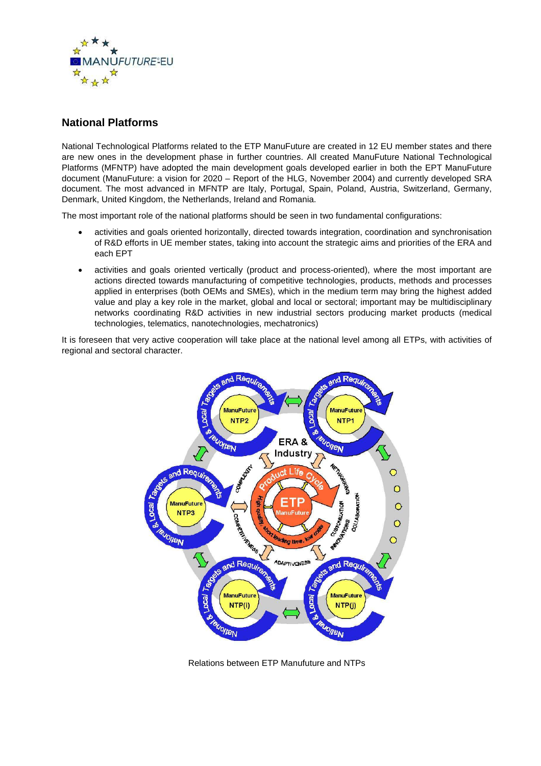## National Platforms

National Technological Platforms related to the ETP ManuFuture are created in 12 EU member states and there are new ones in the development phase in further countries. All created ManuFuture National Technological Platforms (MFNTP) have adopted the main development goals developed earlier in both the EPT ManuFuture document (ManuFuture: a vision for 2020 – Report of the HLG, November 2004) and currently developed SRA document. The most advanced in MFNTP are Italy, Portugal, Spain, Poland, Austria, Switzerland, Germany, Denmark, United Kingdom, the Netherlands, Ireland and Romania.

The most important role of the national platforms should be seen in two fundamental configurations:

- activities and goals oriented horizontally, directed towards integration, coordination and synchronisation of R&D efforts in UE member states, taking into account the strategic aims and priorities of the ERA and each EPT
- activities and goals oriented vertically (product and process-oriented), where the most important are actions directed towards manufacturing of competitive technologies, products, methods and processes applied in enterprises (both OEMs and SMEs), which in the medium term may bring the highest added value and play a key role in the market, global and local or sectoral; important may be multidisciplinary networks coordinating R&D activities in new industrial sectors producing market products (medical technologies, telematics, nanotechnologies, mechatronics)

It is foreseen that very active cooperation will take place at the national level among all ETPs, with activities of regional and sectoral character.

Relations between ETP Manufuture and NTPs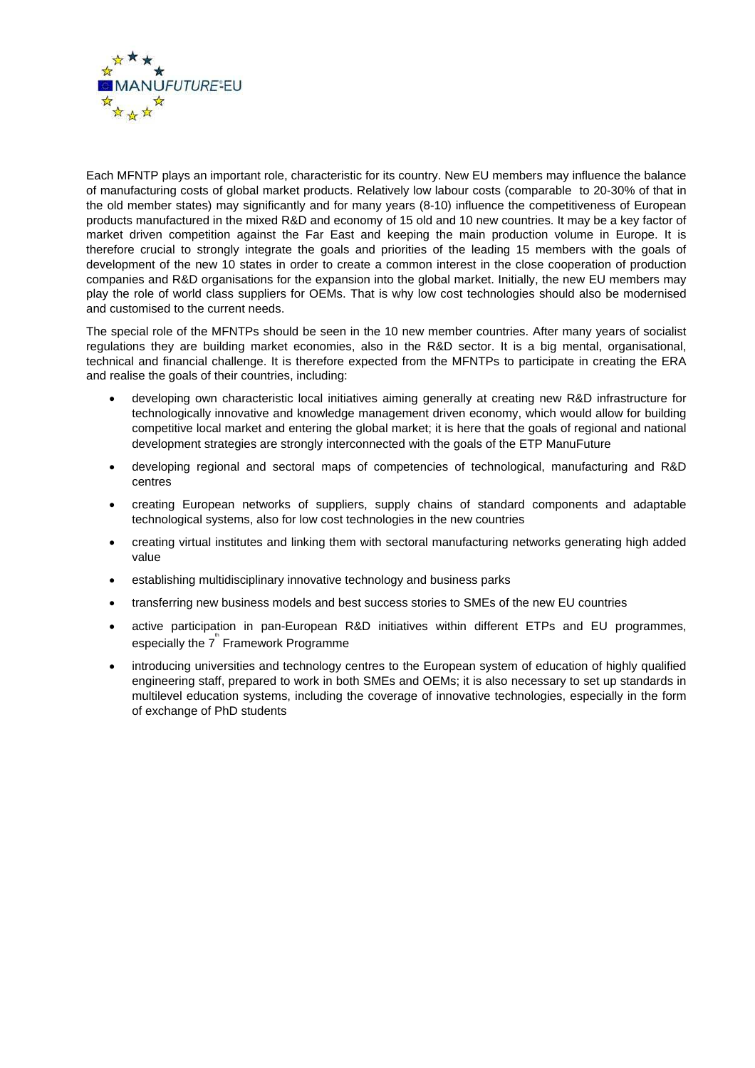Each MFNTP plays an important role, characteristic for its country. New EU members may influence the balance of manufacturing costs of global market products. Relatively low labour costs (comparable to 20-30% of that in the old member states) may significantly and for many years (8-10) influence the competitiveness of European products manufactured in the mixed R&D and economy of 15 old and 10 new countries. It may be a key factor of market driven competition against the Far East and keeping the main production volume in Europe. It is therefore crucial to strongly integrate the goals and priorities of the leading 15 members with the goals of development of the new 10 states in order to create a common interest in the close cooperation of production companies and R&D organisations for the expansion into the global market. Initially, the new EU members may play the role of world class suppliers for OEMs. That is why low cost technologies should also be modernised and customised to the current needs.

The special role of the MFNTPs should be seen in the 10 new member countries. After many years of socialist regulations they are building market economies, also in the R&D sector. It is a big mental, organisational, technical and financial challenge. It is therefore expected from the MFNTPs to participate in creating the ERA and realise the goals of their countries, including:

- developing own characteristic local initiatives aiming generally at creating new R&D infrastructure for technologically innovative and knowledge management driven economy, which would allow for building competitive local market and entering the global market; it is here that the goals of regional and national development strategies are strongly interconnected with the goals of the ETP ManuFuture
- developing regional and sectoral maps of competencies of technological, manufacturing and R&D centres
- creating European networks of suppliers, supply chains of standard components and adaptable technological systems, also for low cost technologies in the new countries
- creating virtual institutes and linking them with sectoral manufacturing networks generating high added value
- establishing multidisciplinary innovative technology and business parks
- transferring new business models and best success stories to SMEs of the new EU countries
- active participation in pan-European R&D initiatives within different ETPs and EU programmes, especially the 7th Framework Programme
- introducing universities and technology centres to the European system of education of highly qualified engineering staff, prepared to work in both SMEs and OEMs; it is also necessary to set up standards in multilevel education systems, including the coverage of innovative technologies, especially in the form of exchange of PhD students